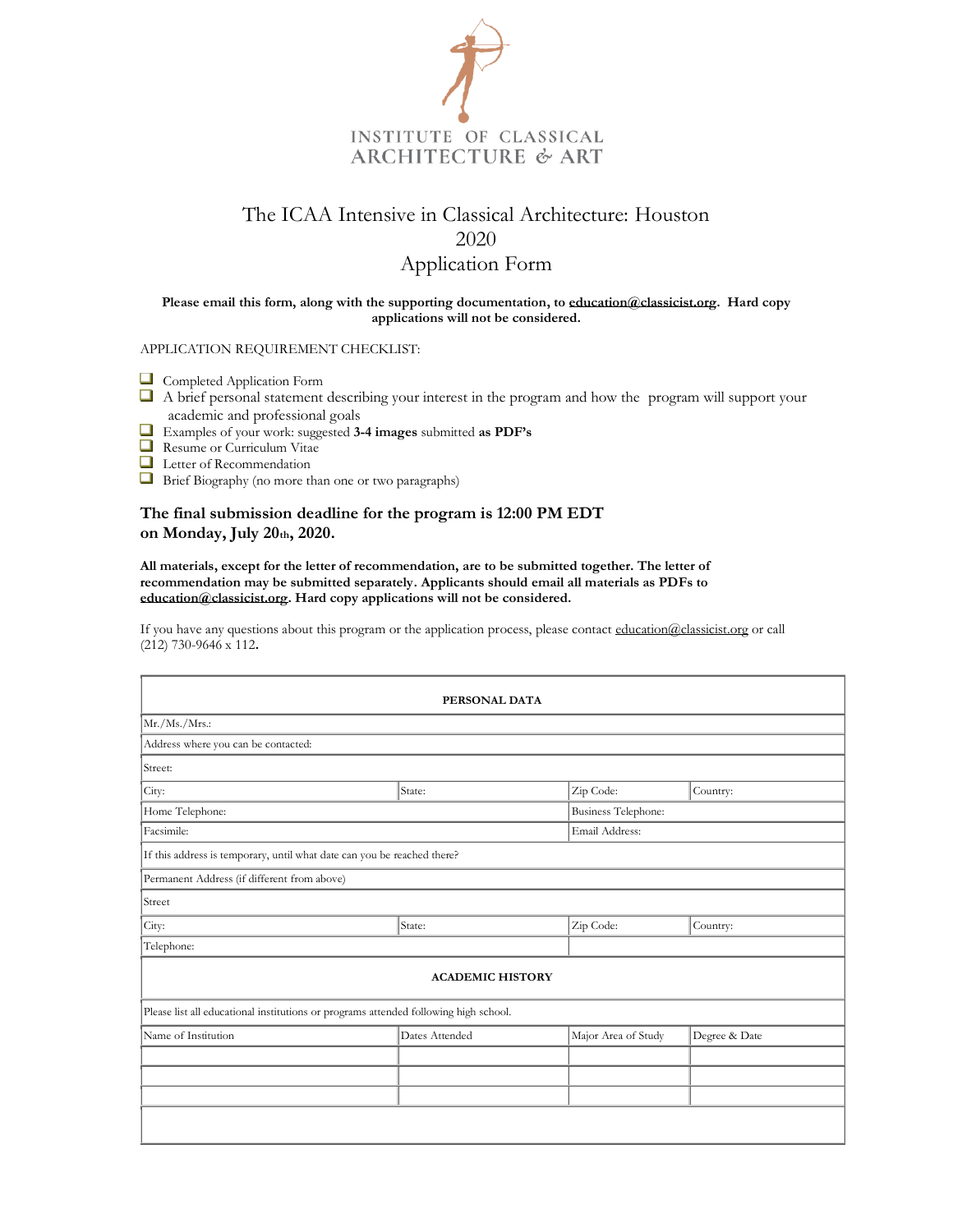INSTITUTE OF CLASSICAL ARCHITECTURE & ART

# The ICAA Intensive in Classical Architecture: Houston 2020 Application Form

**Please email this form, along with the supporting documentation, to education@classicist.org. Hard copy applications will not be considered.**

APPLICATION REQUIREMENT CHECKLIST:

- ☐ Completed Application Form
- ☐ A brief personal statement describing your interest in the program and how the program will support your academic and professional goals
- ☐ Examples of your work: suggested **3-4 images** submitted **as PDF's**
- ☐ Resume or Curriculum Vitae
- ☐ Letter of Recommendation
- ☐ Brief Biography (no more than one or two paragraphs)

**The final submission deadline for the program is 12:00 PM EDT on Monday, July 20th, 2020.**

**All materials, except for the letter of recommendation, are to be submitted together. The letter of recommendation may be submitted separately. Applicants should email all materials as PDFs to education@classicist.org. Hard copy applications will not be considered.**

If you have any questions about this program or the application process, please contact education@classicist.org or call (212) 730-9646 x 112.

| PERSONAL DATA | | | |
|---|---|---|---|
| Mr./Ms./Mrs.: | | | |
| Address where you can be contacted: | | | |
| Street: | | | |
| City: | State: | Zip Code: | Country: |
| Home Telephone: | | Business Telephone: | |
| Facsimile: | | Email Address: | |
| If this address is temporary, until what date can you be reached there? | | | |
| Permanent Address (if different from above) | | | |
| Street | | | |
| City: | State: | Zip Code: | Country: |
| Telephone: | | | |
| **ACADEMIC HISTORY** | | | |
| Please list all educational institutions or programs attended following high school. | | | |
| Name of Institution | Dates Attended | Major Area of Study | Degree & Date |
| | | | |
| | | | |
| | | | |
| | | | |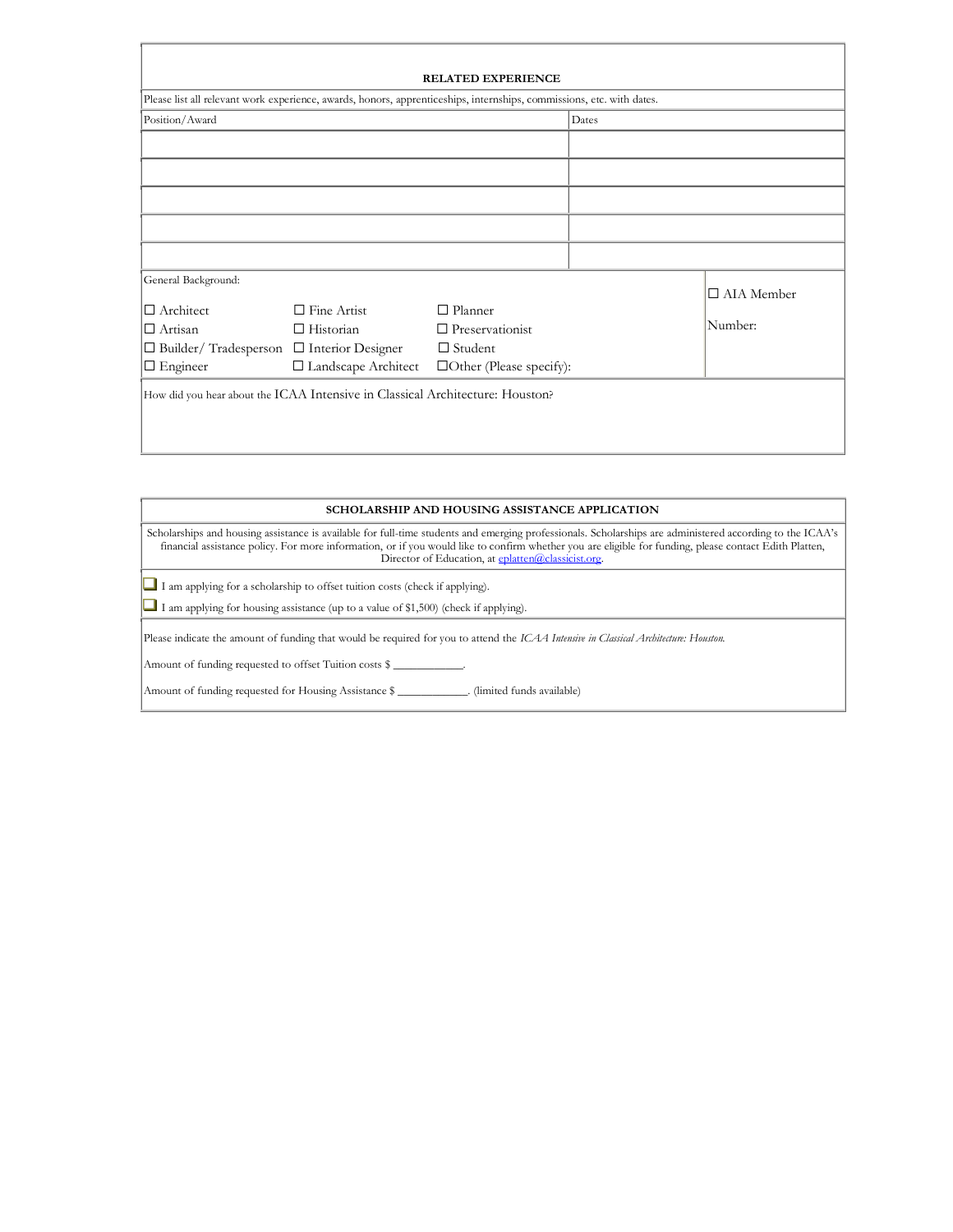## RELATED EXPERIENCE

Please list all relevant work experience, awards, honors, apprenticeships, internships, commissions, etc. with dates.

| Position/Award | Dates |
|---|---|
| | |
| | |
| | |
| | |
| | |

General Background:

| | | | |
|---|---|---|---|
| ☐ Architect | ☐ Fine Artist | ☐ Planner | ☐ AIA Member |
| ☐ Artisan | ☐ Historian | ☐ Preservationist | Number: |
| ☐ Builder/ Tradesperson | ☐ Interior Designer | ☐ Student | |
| ☐ Engineer | ☐ Landscape Architect | ☐Other (Please specify): | |

How did you hear about the ICAA Intensive in Classical Architecture: Houston?

## SCHOLARSHIP AND HOUSING ASSISTANCE APPLICATION

Scholarships and housing assistance is available for full-time students and emerging professionals. Scholarships are administered according to the ICAA's financial assistance policy. For more information, or if you would like to confirm whether you are eligible for funding, please contact Edith Platten, Director of Education, at eplatten@classicist.org.

☐ I am applying for a scholarship to offset tuition costs (check if applying).

☐ I am applying for housing assistance (up to a value of $1,500) (check if applying).

Please indicate the amount of funding that would be required for you to attend the *ICAA Intensive in Classical Architecture: Houston.*

Amount of funding requested to offset Tuition costs $ ____________.

Amount of funding requested for Housing Assistance $ ____________. (limited funds available)